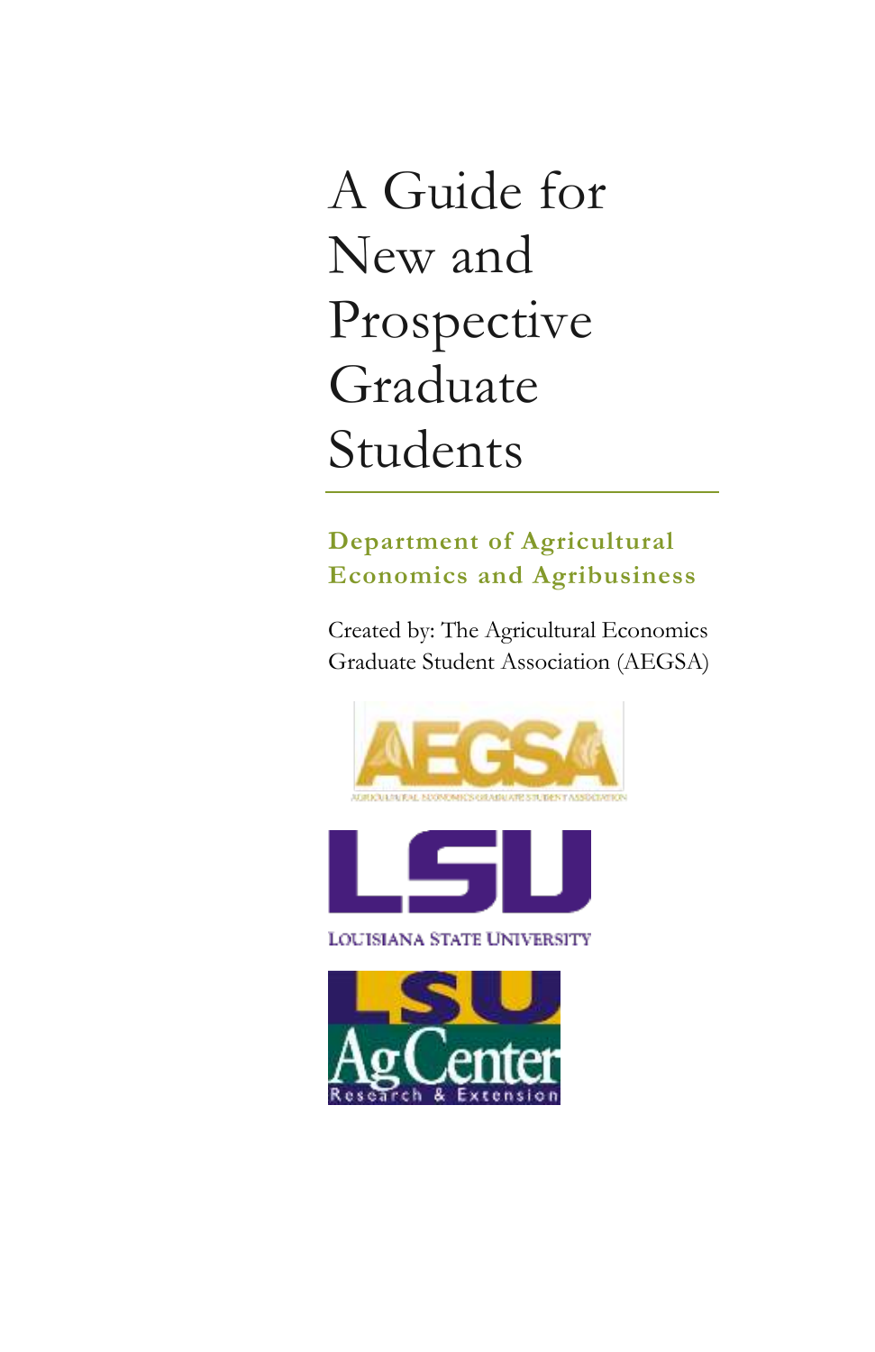# A Guide for New and Prospective Graduate Students

## Department of Agricultural Economics and Agribusiness

Created by: The Agricultural Economics Graduate Student Association (AEGSA)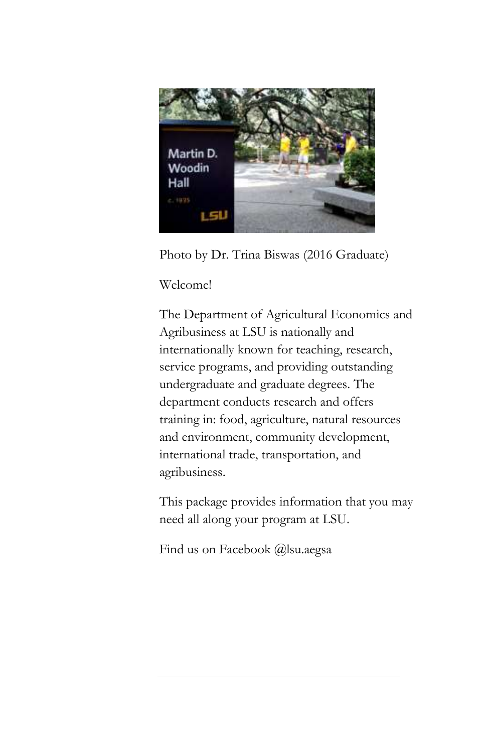Photo by Dr. Trina Biswas (2016 Graduate)

Welcome!

The Department of Agricultural Economics and Agribusiness at LSU is nationally and internationally known for teaching, research, service programs, and providing outstanding undergraduate and graduate degrees. The department conducts research and offers training in: food, agriculture, natural resources and environment, community development, international trade, transportation, and agribusiness.

This package provides information that you may need all along your program at LSU.

Find us on Facebook @lsu.aegsa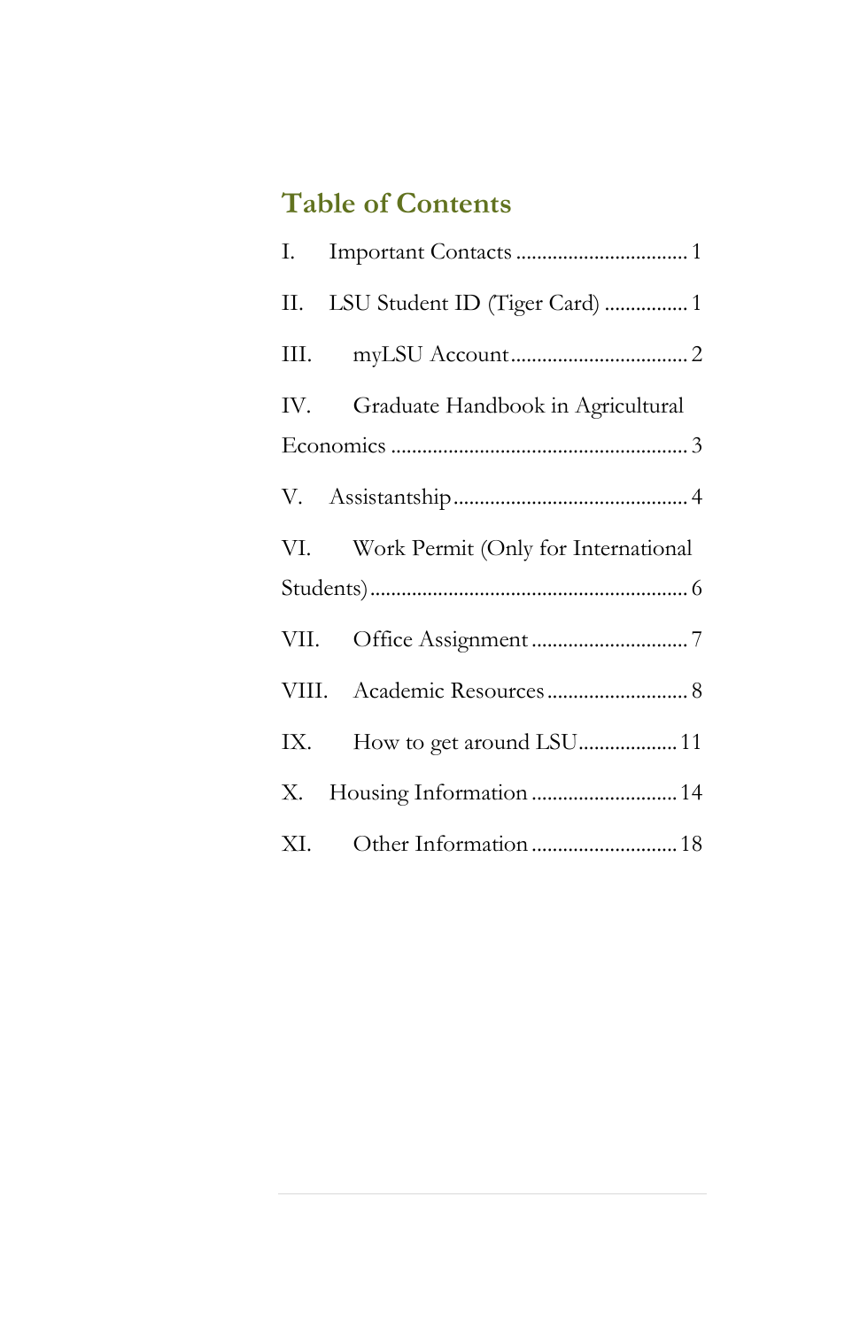# Table of Contents

I. Important Contacts ................................ 1

II. LSU Student ID (Tiger Card) ................ 1

III. myLSU Account.................................. 2

IV. Graduate Handbook in Agricultural Economics ......................................................... 3

V. Assistantship............................................. 4

VI. Work Permit (Only for International Students)............................................................ 6

VII. Office Assignment ............................. 7

VIII. Academic Resources........................... 8

IX. How to get around LSU.................. 11

X. Housing Information ........................... 14

XI. Other Information ........................... 18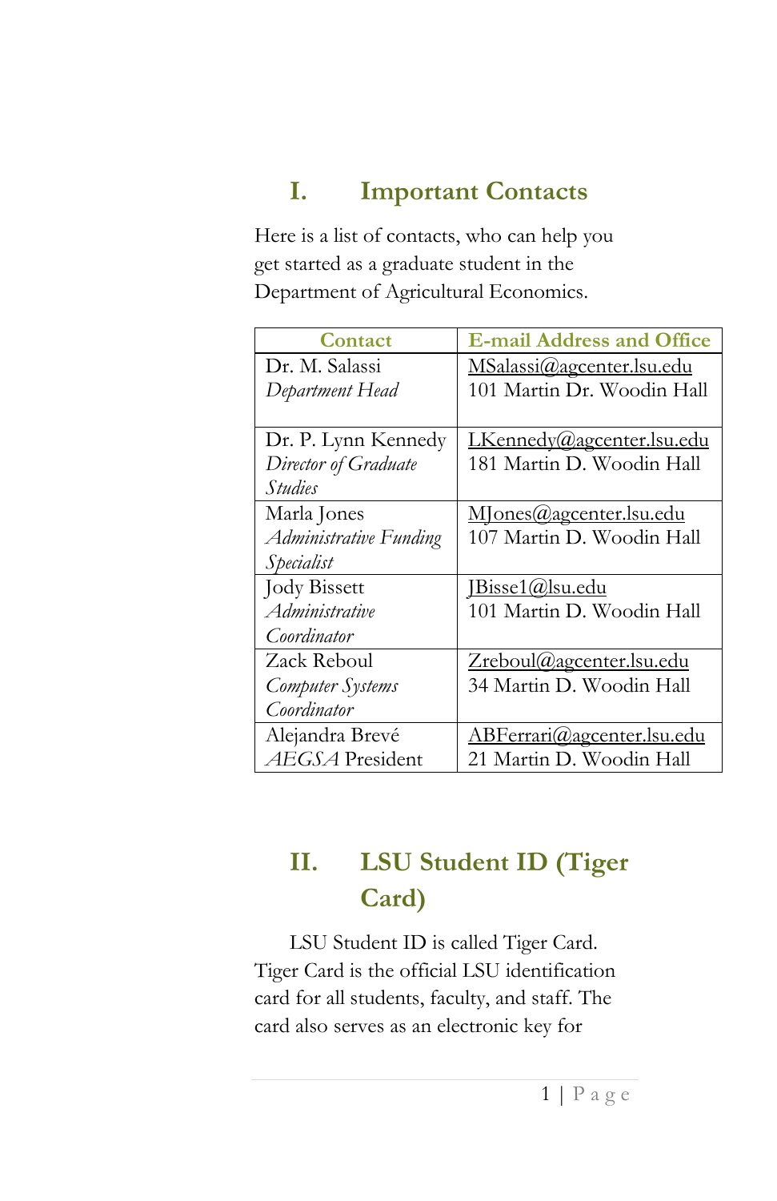# I. Important Contacts

Here is a list of contacts, who can help you get started as a graduate student in the Department of Agricultural Economics.

| Contact | E-mail Address and Office |
|---|---|
| Dr. M. Salassi *Department Head* | MSalassi@agcenter.lsu.edu 101 Martin Dr. Woodin Hall |
| Dr. P. Lynn Kennedy *Director of Graduate Studies* | LKennedy@agcenter.lsu.edu 181 Martin D. Woodin Hall |
| Marla Jones *Administrative Funding Specialist* | MJones@agcenter.lsu.edu 107 Martin D. Woodin Hall |
| Jody Bissett *Administrative Coordinator* | JBisse1@lsu.edu 101 Martin D. Woodin Hall |
| Zack Reboul *Computer Systems Coordinator* | Zreboul@agcenter.lsu.edu 34 Martin D. Woodin Hall |
| Alejandra Brevé *AEGSA* President | ABFerrari@agcenter.lsu.edu 21 Martin D. Woodin Hall |

# II. LSU Student ID (Tiger Card)

LSU Student ID is called Tiger Card. Tiger Card is the official LSU identification card for all students, faculty, and staff. The card also serves as an electronic key for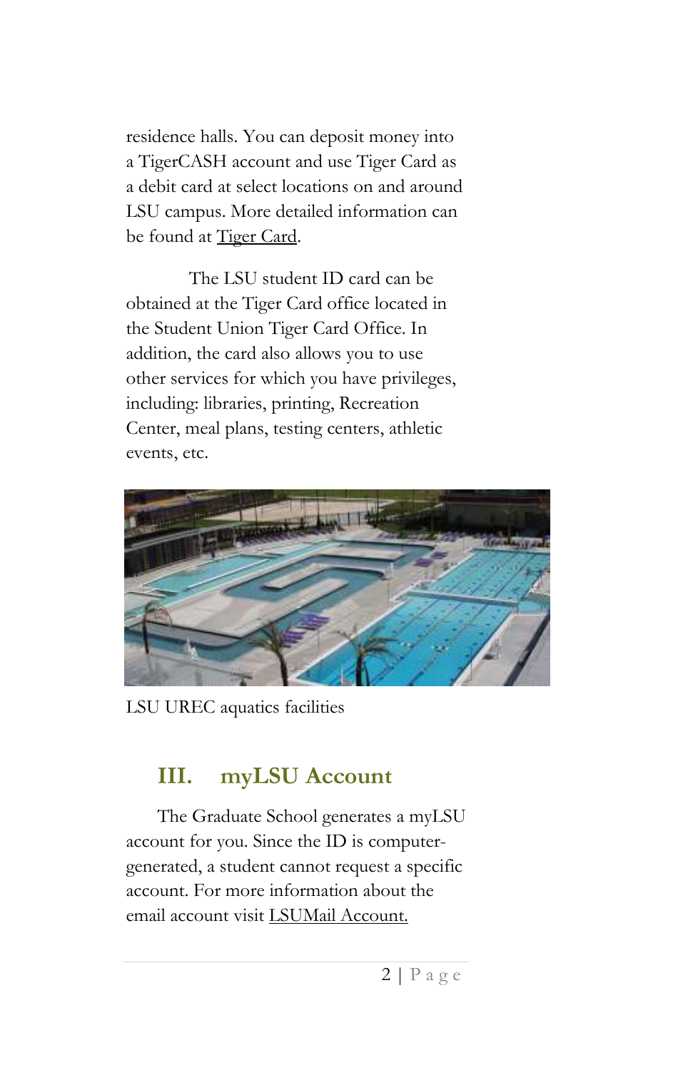residence halls. You can deposit money into a TigerCASH account and use Tiger Card as a debit card at select locations on and around LSU campus. More detailed information can be found at Tiger Card.

The LSU student ID card can be obtained at the Tiger Card office located in the Student Union Tiger Card Office. In addition, the card also allows you to use other services for which you have privileges, including: libraries, printing, Recreation Center, meal plans, testing centers, athletic events, etc.

LSU UREC aquatics facilities

## III. myLSU Account

The Graduate School generates a myLSU account for you. Since the ID is computer-generated, a student cannot request a specific account. For more information about the email account visit LSUMail Account.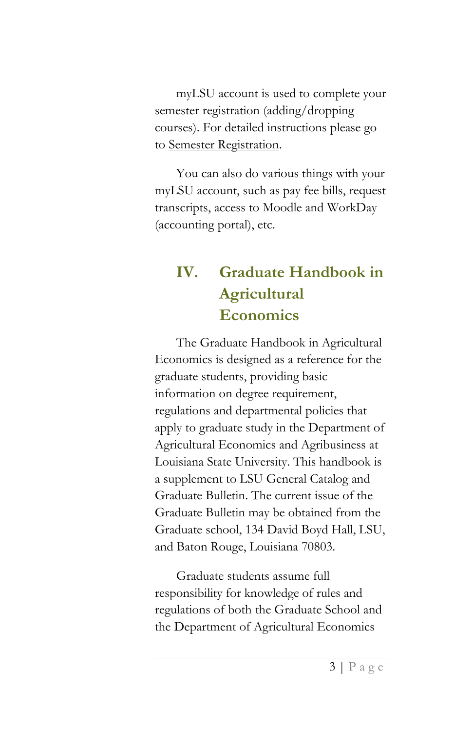myLSU account is used to complete your semester registration (adding/dropping courses). For detailed instructions please go to Semester Registration.

You can also do various things with your myLSU account, such as pay fee bills, request transcripts, access to Moodle and WorkDay (accounting portal), etc.

## IV. Graduate Handbook in Agricultural Economics

The Graduate Handbook in Agricultural Economics is designed as a reference for the graduate students, providing basic information on degree requirement, regulations and departmental policies that apply to graduate study in the Department of Agricultural Economics and Agribusiness at Louisiana State University. This handbook is a supplement to LSU General Catalog and Graduate Bulletin. The current issue of the Graduate Bulletin may be obtained from the Graduate school, 134 David Boyd Hall, LSU, and Baton Rouge, Louisiana 70803.

Graduate students assume full responsibility for knowledge of rules and regulations of both the Graduate School and the Department of Agricultural Economics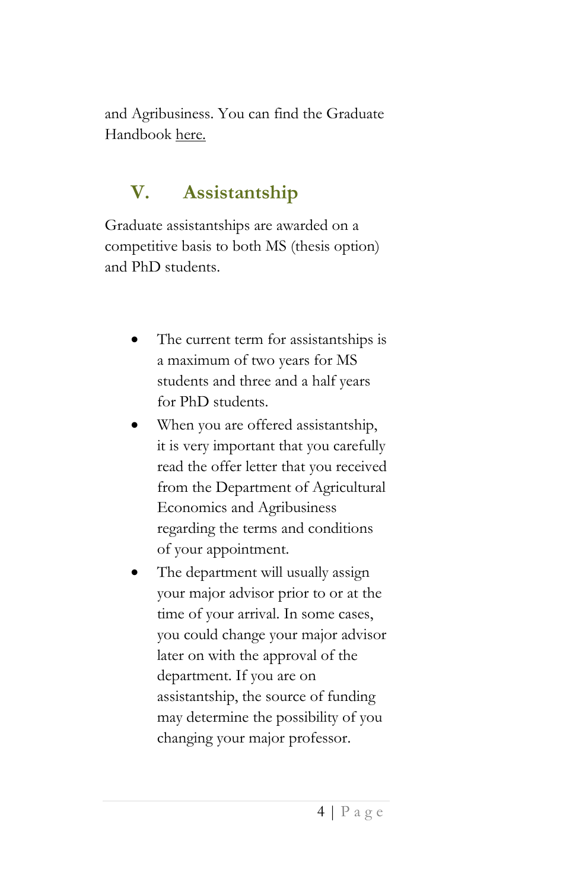and Agribusiness. You can find the Graduate Handbook here.

## V. Assistantship

Graduate assistantships are awarded on a competitive basis to both MS (thesis option) and PhD students.

- The current term for assistantships is a maximum of two years for MS students and three and a half years for PhD students.
- When you are offered assistantship, it is very important that you carefully read the offer letter that you received from the Department of Agricultural Economics and Agribusiness regarding the terms and conditions of your appointment.
- The department will usually assign your major advisor prior to or at the time of your arrival. In some cases, you could change your major advisor later on with the approval of the department. If you are on assistantship, the source of funding may determine the possibility of you changing your major professor.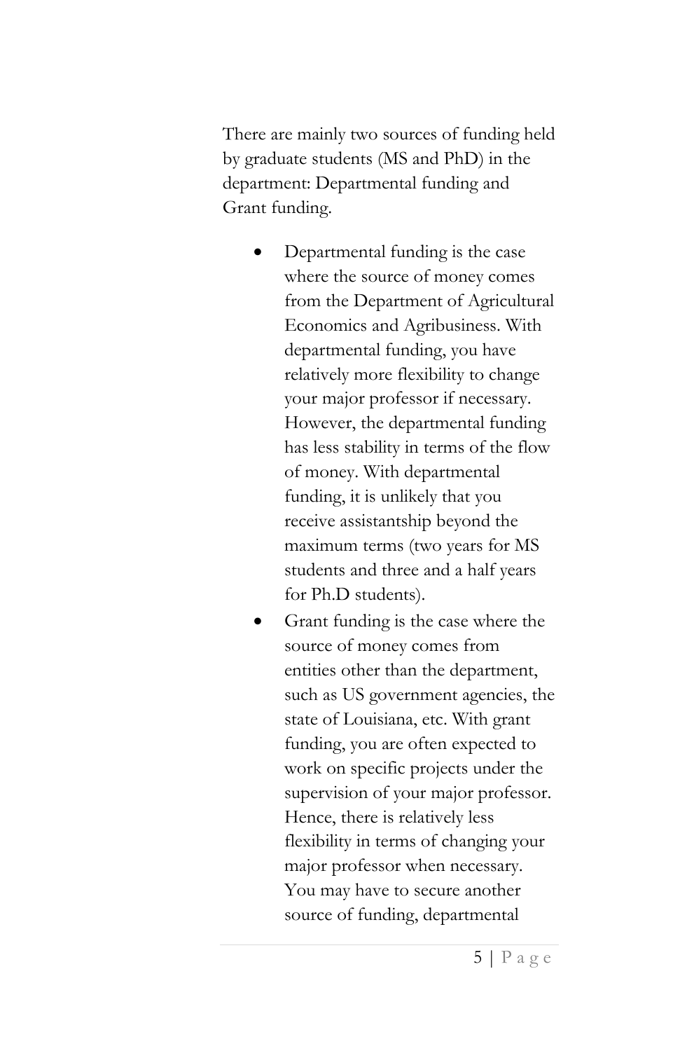There are mainly two sources of funding held by graduate students (MS and PhD) in the department: Departmental funding and Grant funding.

- Departmental funding is the case where the source of money comes from the Department of Agricultural Economics and Agribusiness. With departmental funding, you have relatively more flexibility to change your major professor if necessary. However, the departmental funding has less stability in terms of the flow of money. With departmental funding, it is unlikely that you receive assistantship beyond the maximum terms (two years for MS students and three and a half years for Ph.D students).
- Grant funding is the case where the source of money comes from entities other than the department, such as US government agencies, the state of Louisiana, etc. With grant funding, you are often expected to work on specific projects under the supervision of your major professor. Hence, there is relatively less flexibility in terms of changing your major professor when necessary. You may have to secure another source of funding, departmental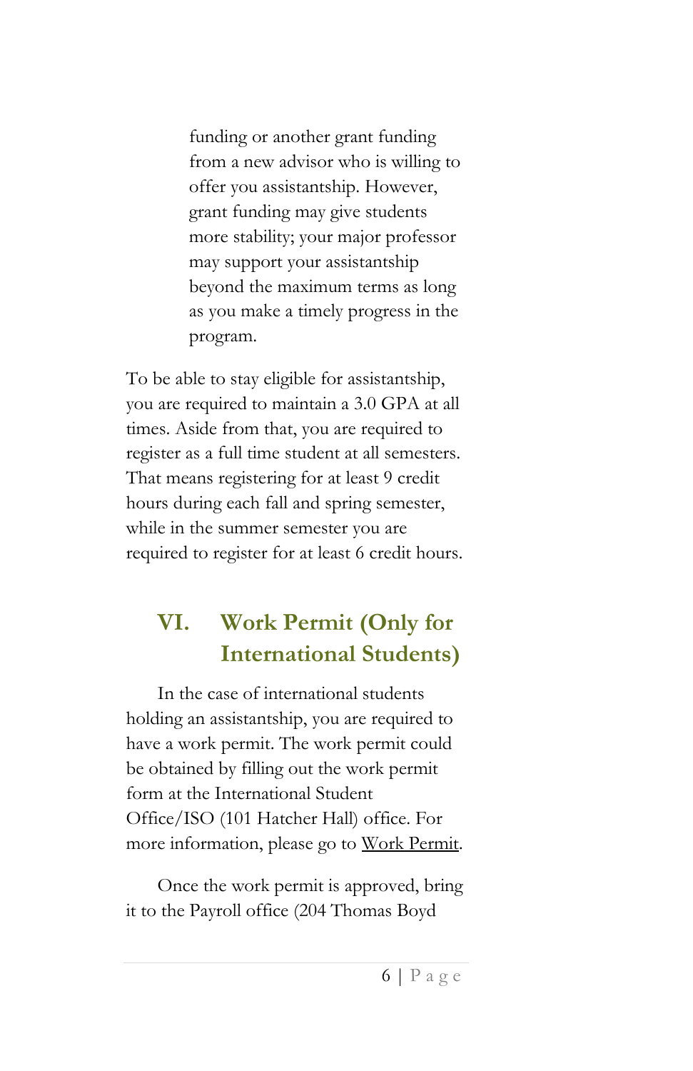funding or another grant funding from a new advisor who is willing to offer you assistantship. However, grant funding may give students more stability; your major professor may support your assistantship beyond the maximum terms as long as you make a timely progress in the program.

To be able to stay eligible for assistantship, you are required to maintain a 3.0 GPA at all times. Aside from that, you are required to register as a full time student at all semesters. That means registering for at least 9 credit hours during each fall and spring semester, while in the summer semester you are required to register for at least 6 credit hours.

## VI. Work Permit (Only for International Students)

In the case of international students holding an assistantship, you are required to have a work permit. The work permit could be obtained by filling out the work permit form at the International Student Office/ISO (101 Hatcher Hall) office. For more information, please go to Work Permit.

Once the work permit is approved, bring it to the Payroll office (204 Thomas Boyd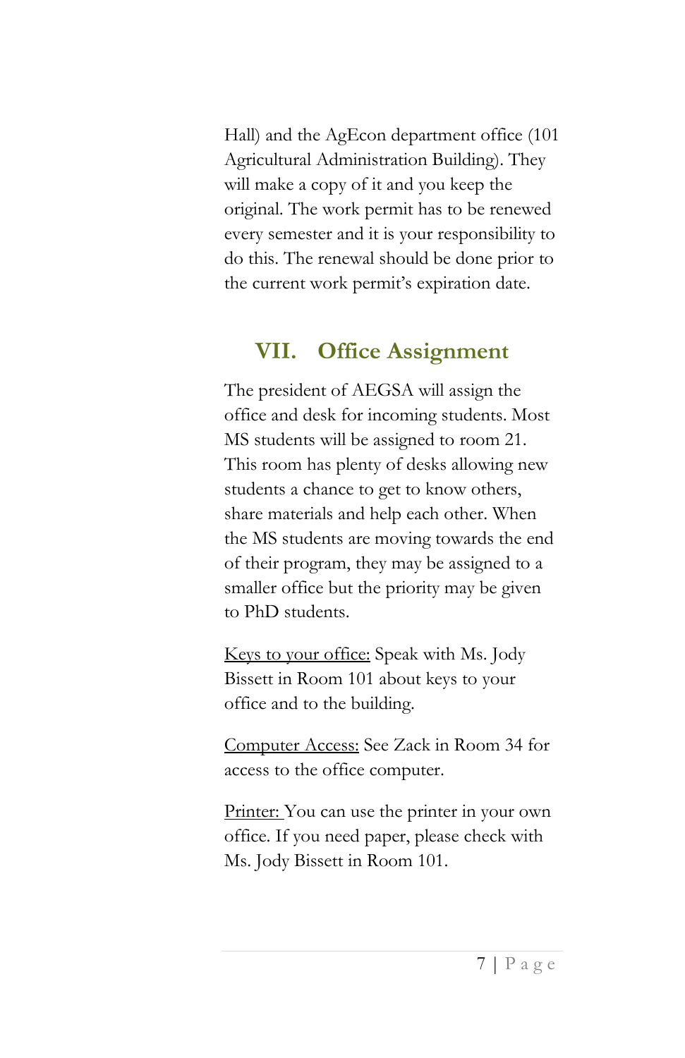Hall) and the AgEcon department office (101 Agricultural Administration Building). They will make a copy of it and you keep the original. The work permit has to be renewed every semester and it is your responsibility to do this. The renewal should be done prior to the current work permit's expiration date.

## VII. Office Assignment

The president of AEGSA will assign the office and desk for incoming students. Most MS students will be assigned to room 21. This room has plenty of desks allowing new students a chance to get to know others, share materials and help each other. When the MS students are moving towards the end of their program, they may be assigned to a smaller office but the priority may be given to PhD students.

<u>Keys to your office:</u> Speak with Ms. Jody Bissett in Room 101 about keys to your office and to the building.

<u>Computer Access:</u> See Zack in Room 34 for access to the office computer.

<u>Printer:</u> You can use the printer in your own office. If you need paper, please check with Ms. Jody Bissett in Room 101.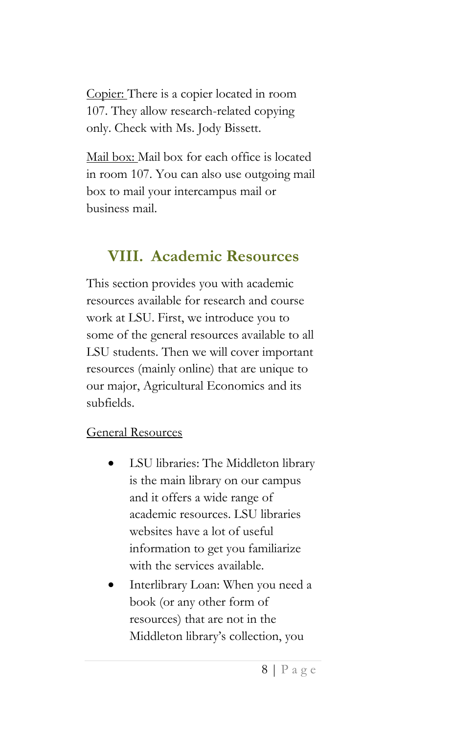<u>Copier:</u> There is a copier located in room 107. They allow research-related copying only. Check with Ms. Jody Bissett.

<u>Mail box:</u> Mail box for each office is located in room 107. You can also use outgoing mail box to mail your intercampus mail or business mail.

## VIII. Academic Resources

This section provides you with academic resources available for research and course work at LSU. First, we introduce you to some of the general resources available to all LSU students. Then we will cover important resources (mainly online) that are unique to our major, Agricultural Economics and its subfields.

<u>General Resources</u>

- LSU libraries: The Middleton library is the main library on our campus and it offers a wide range of academic resources. LSU libraries websites have a lot of useful information to get you familiarize with the services available.
- Interlibrary Loan: When you need a book (or any other form of resources) that are not in the Middleton library's collection, you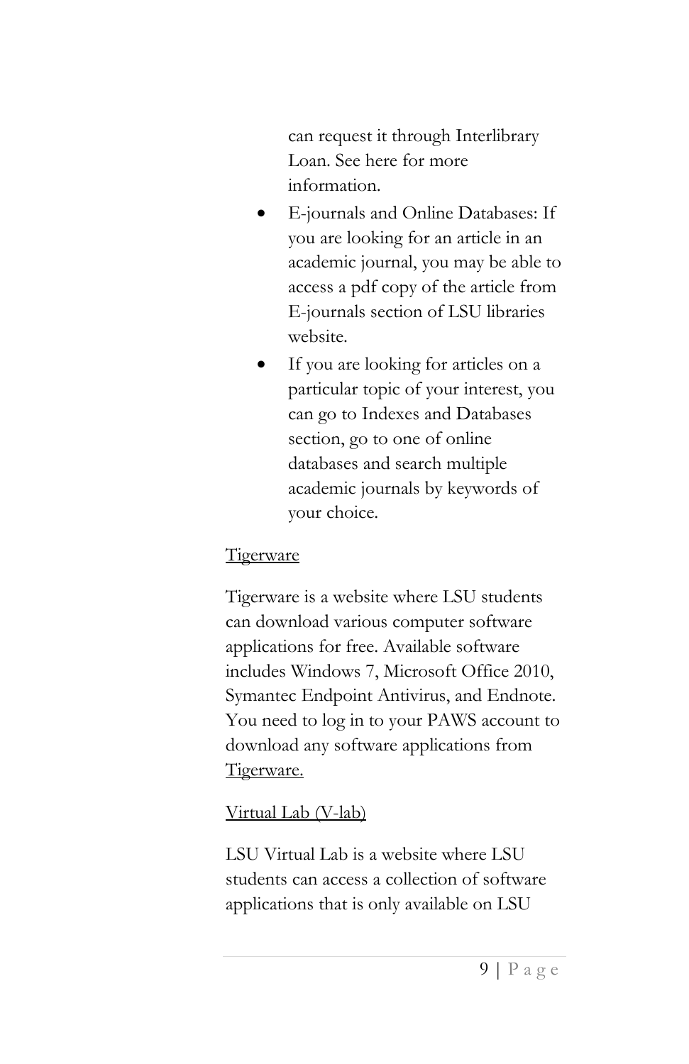can request it through Interlibrary Loan. See here for more information.

- E-journals and Online Databases: If you are looking for an article in an academic journal, you may be able to access a pdf copy of the article from E-journals section of LSU libraries website.
- If you are looking for articles on a particular topic of your interest, you can go to Indexes and Databases section, go to one of online databases and search multiple academic journals by keywords of your choice.

<u>Tigerware</u>

Tigerware is a website where LSU students can download various computer software applications for free. Available software includes Windows 7, Microsoft Office 2010, Symantec Endpoint Antivirus, and Endnote. You need to log in to your PAWS account to download any software applications from <u>Tigerware.</u>

<u>Virtual Lab (V-lab)</u>

LSU Virtual Lab is a website where LSU students can access a collection of software applications that is only available on LSU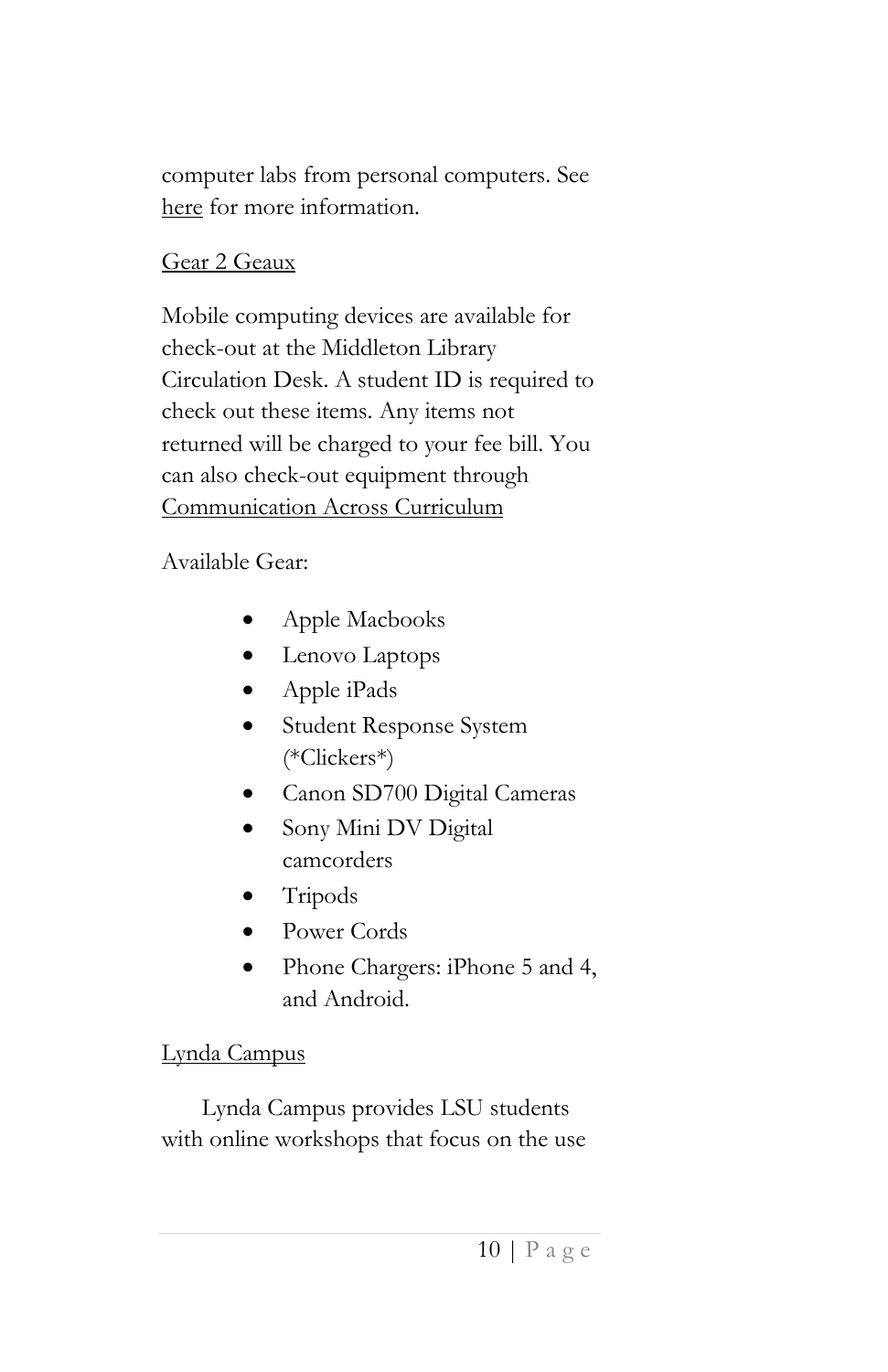computer labs from personal computers. See here for more information.

## Gear 2 Geaux

Mobile computing devices are available for check-out at the Middleton Library Circulation Desk. A student ID is required to check out these items. Any items not returned will be charged to your fee bill. You can also check-out equipment through Communication Across Curriculum

Available Gear:

- Apple Macbooks
- Lenovo Laptops
- Apple iPads
- Student Response System (*Clickers*)
- Canon SD700 Digital Cameras
- Sony Mini DV Digital camcorders
- Tripods
- Power Cords
- Phone Chargers: iPhone 5 and 4, and Android.

## Lynda Campus

Lynda Campus provides LSU students with online workshops that focus on the use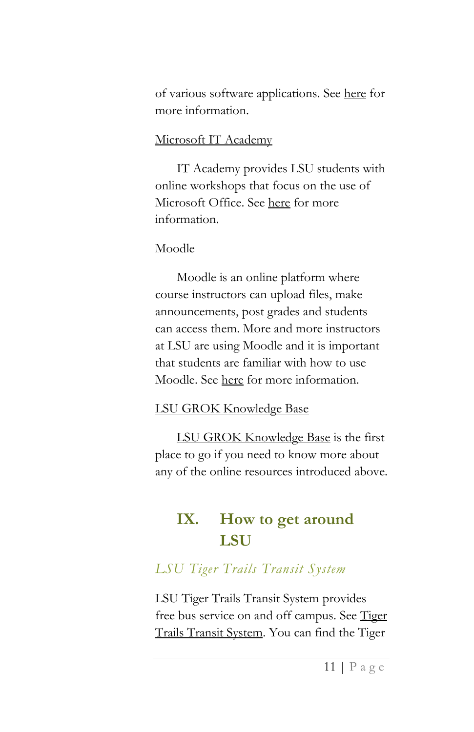of various software applications. See here for more information.

Microsoft IT Academy

IT Academy provides LSU students with online workshops that focus on the use of Microsoft Office. See here for more information.

Moodle

Moodle is an online platform where course instructors can upload files, make announcements, post grades and students can access them. More and more instructors at LSU are using Moodle and it is important that students are familiar with how to use Moodle. See here for more information.

LSU GROK Knowledge Base

LSU GROK Knowledge Base is the first place to go if you need to know more about any of the online resources introduced above.

# IX. How to get around LSU

### *LSU Tiger Trails Transit System*

LSU Tiger Trails Transit System provides free bus service on and off campus. See Tiger Trails Transit System. You can find the Tiger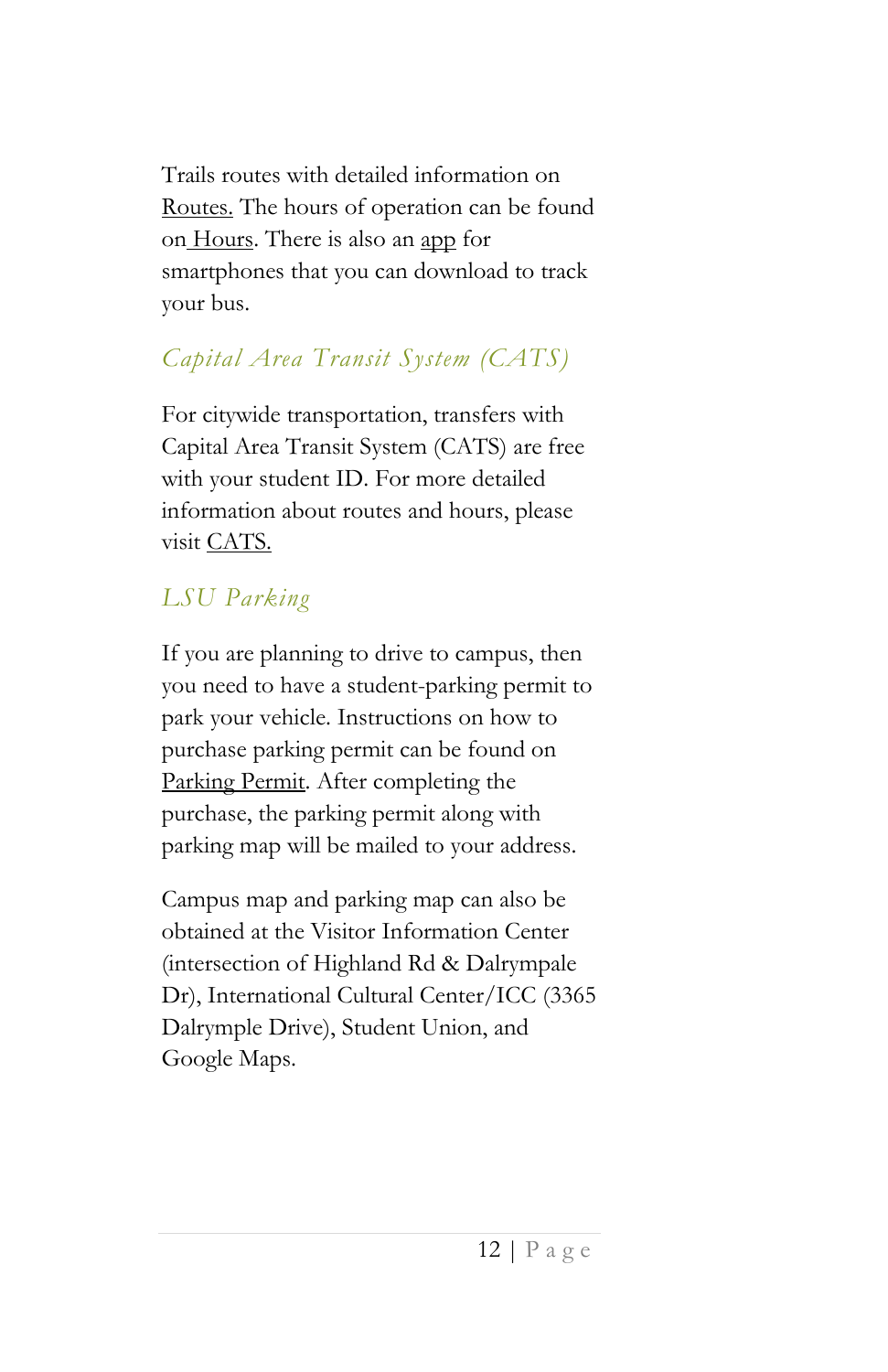Trails routes with detailed information on Routes. The hours of operation can be found on Hours. There is also an app for smartphones that you can download to track your bus.

### *Capital Area Transit System (CATS)*

For citywide transportation, transfers with Capital Area Transit System (CATS) are free with your student ID. For more detailed information about routes and hours, please visit CATS.

### *LSU Parking*

If you are planning to drive to campus, then you need to have a student-parking permit to park your vehicle. Instructions on how to purchase parking permit can be found on Parking Permit. After completing the purchase, the parking permit along with parking map will be mailed to your address.

Campus map and parking map can also be obtained at the Visitor Information Center (intersection of Highland Rd & Dalrympale Dr), International Cultural Center/ICC (3365 Dalrymple Drive), Student Union, and Google Maps.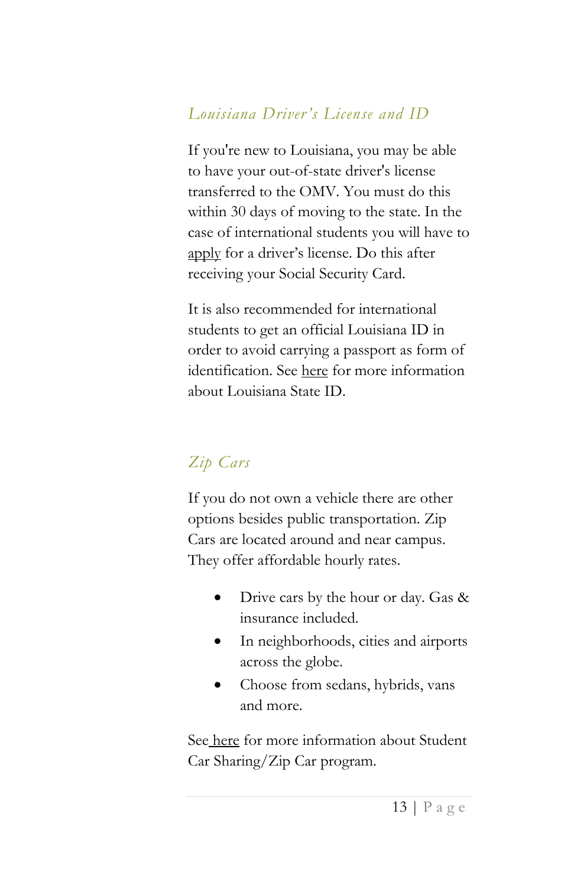## *Louisiana Driver's License and ID*

If you're new to Louisiana, you may be able to have your out-of-state driver's license transferred to the OMV. You must do this within 30 days of moving to the state. In the case of international students you will have to apply for a driver's license. Do this after receiving your Social Security Card.

It is also recommended for international students to get an official Louisiana ID in order to avoid carrying a passport as form of identification. See here for more information about Louisiana State ID.

## *Zip Cars*

If you do not own a vehicle there are other options besides public transportation. Zip Cars are located around and near campus. They offer affordable hourly rates.

- Drive cars by the hour or day. Gas & insurance included.
- In neighborhoods, cities and airports across the globe.
- Choose from sedans, hybrids, vans and more.

See here for more information about Student Car Sharing/Zip Car program.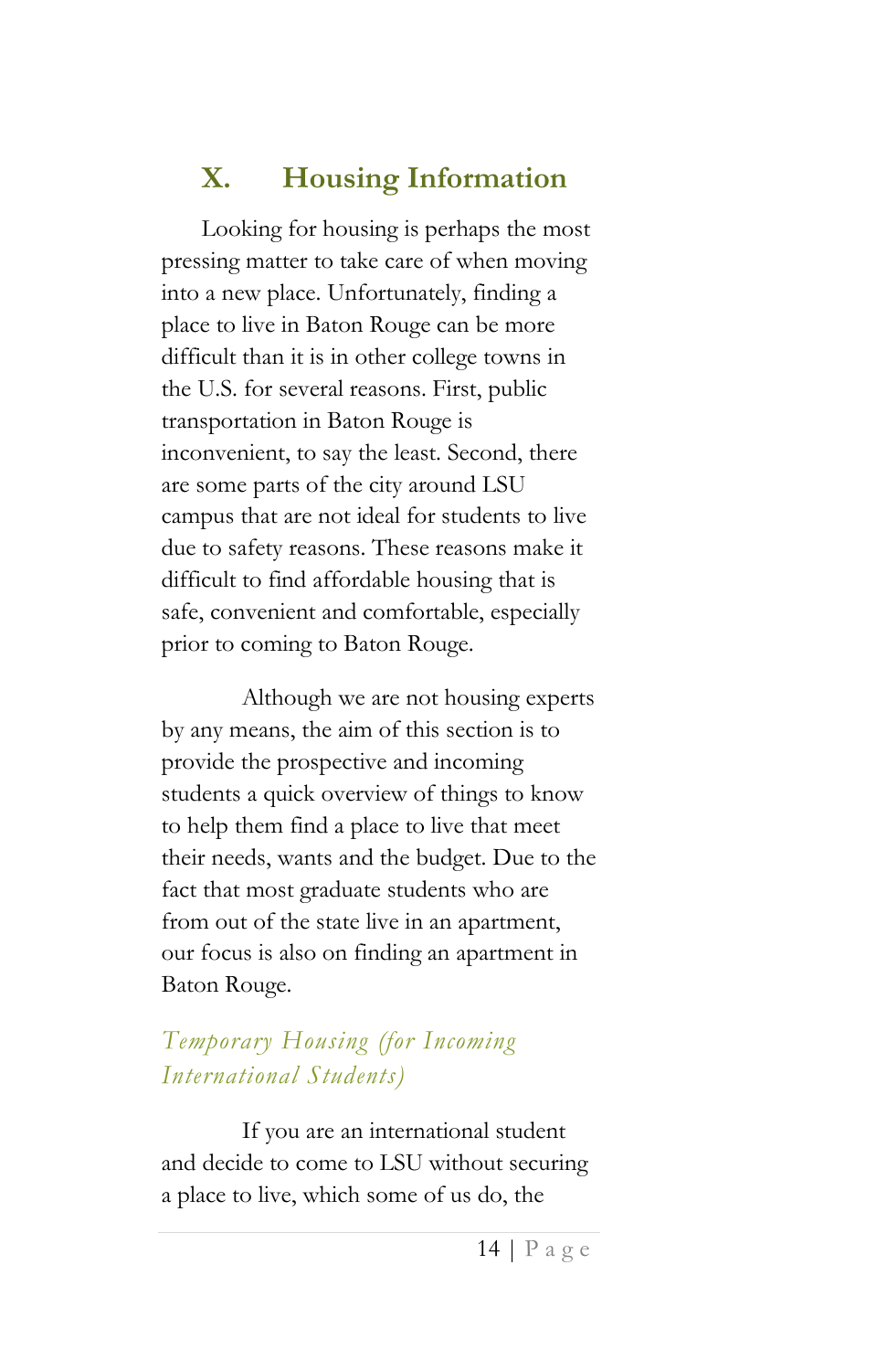## X. Housing Information

Looking for housing is perhaps the most pressing matter to take care of when moving into a new place. Unfortunately, finding a place to live in Baton Rouge can be more difficult than it is in other college towns in the U.S. for several reasons. First, public transportation in Baton Rouge is inconvenient, to say the least. Second, there are some parts of the city around LSU campus that are not ideal for students to live due to safety reasons. These reasons make it difficult to find affordable housing that is safe, convenient and comfortable, especially prior to coming to Baton Rouge.

Although we are not housing experts by any means, the aim of this section is to provide the prospective and incoming students a quick overview of things to know to help them find a place to live that meet their needs, wants and the budget. Due to the fact that most graduate students who are from out of the state live in an apartment, our focus is also on finding an apartment in Baton Rouge.

### *Temporary Housing (for Incoming International Students)*

If you are an international student and decide to come to LSU without securing a place to live, which some of us do, the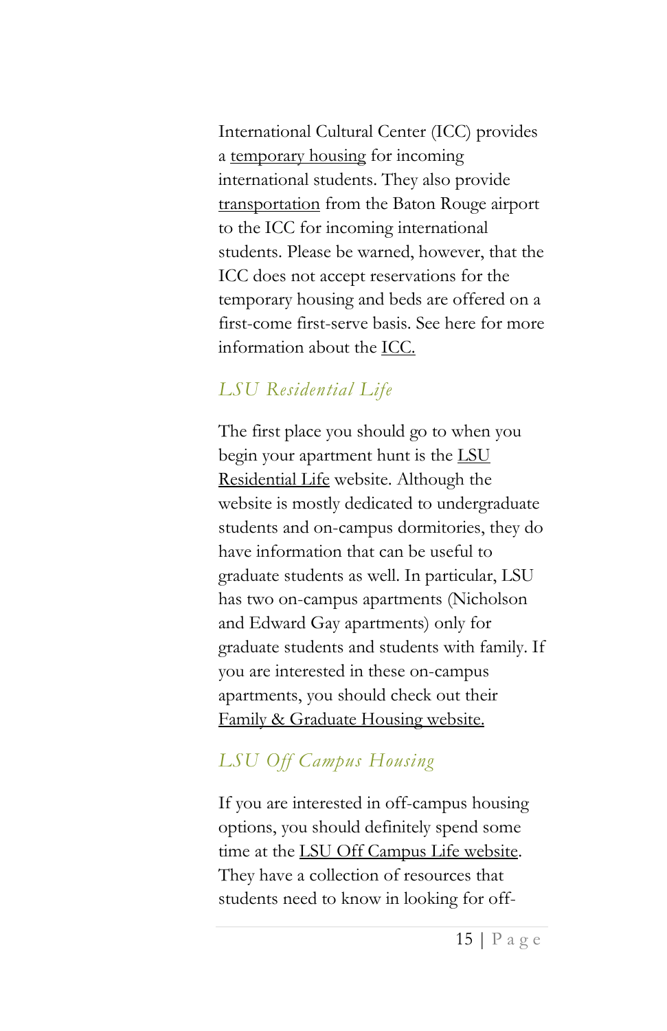International Cultural Center (ICC) provides a temporary housing for incoming international students. They also provide transportation from the Baton Rouge airport to the ICC for incoming international students. Please be warned, however, that the ICC does not accept reservations for the temporary housing and beds are offered on a first-come first-serve basis. See here for more information about the ICC.

### *LSU Residential Life*

The first place you should go to when you begin your apartment hunt is the LSU Residential Life website. Although the website is mostly dedicated to undergraduate students and on-campus dormitories, they do have information that can be useful to graduate students as well. In particular, LSU has two on-campus apartments (Nicholson and Edward Gay apartments) only for graduate students and students with family. If you are interested in these on-campus apartments, you should check out their Family & Graduate Housing website.

### *LSU Off Campus Housing*

If you are interested in off-campus housing options, you should definitely spend some time at the LSU Off Campus Life website. They have a collection of resources that students need to know in looking for off-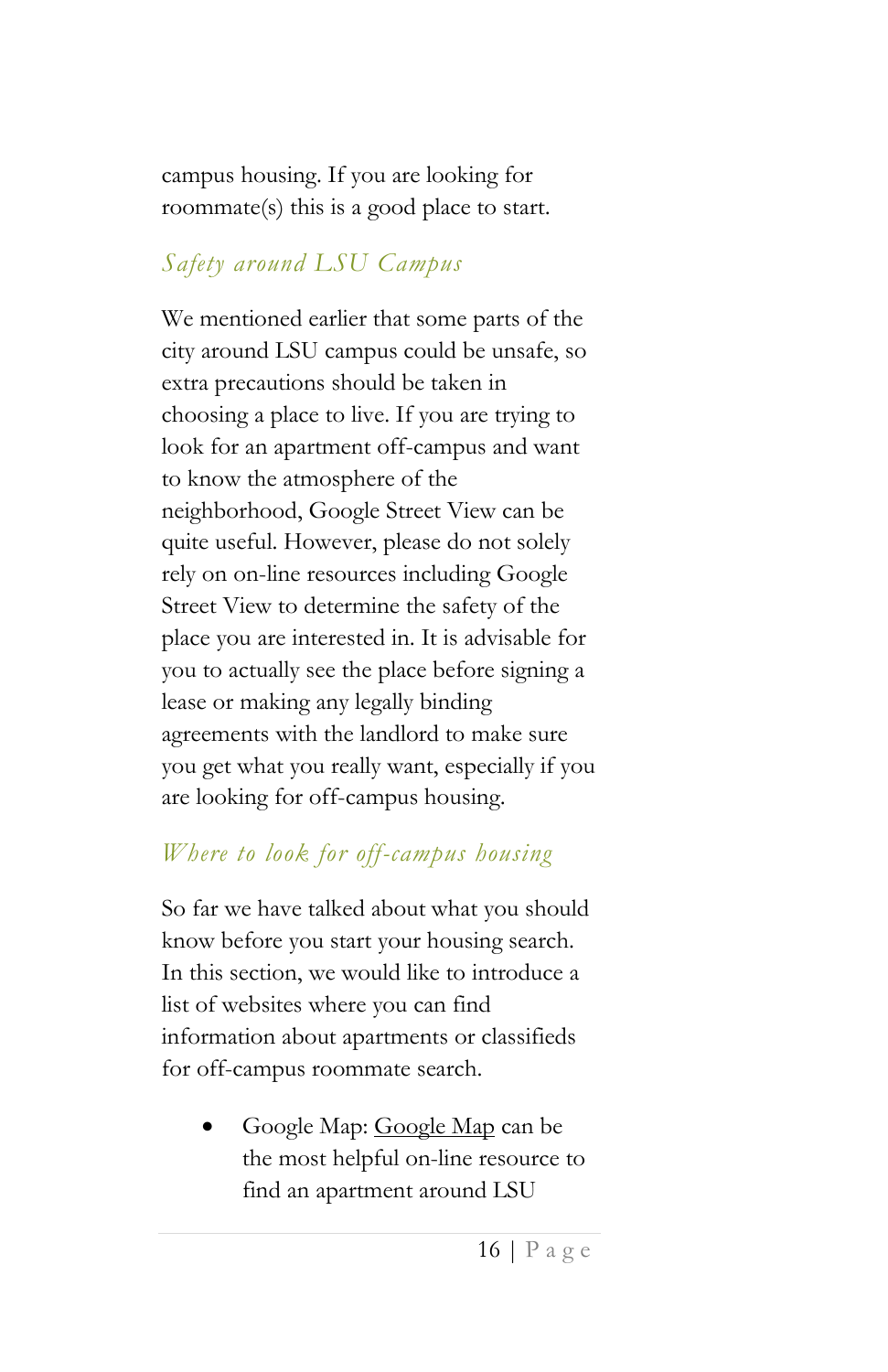campus housing. If you are looking for roommate(s) this is a good place to start.

### *Safety around LSU Campus*

We mentioned earlier that some parts of the city around LSU campus could be unsafe, so extra precautions should be taken in choosing a place to live. If you are trying to look for an apartment off-campus and want to know the atmosphere of the neighborhood, Google Street View can be quite useful. However, please do not solely rely on on-line resources including Google Street View to determine the safety of the place you are interested in. It is advisable for you to actually see the place before signing a lease or making any legally binding agreements with the landlord to make sure you get what you really want, especially if you are looking for off-campus housing.

### *Where to look for off-campus housing*

So far we have talked about what you should know before you start your housing search. In this section, we would like to introduce a list of websites where you can find information about apartments or classifieds for off-campus roommate search.

- Google Map: Google Map can be the most helpful on-line resource to find an apartment around LSU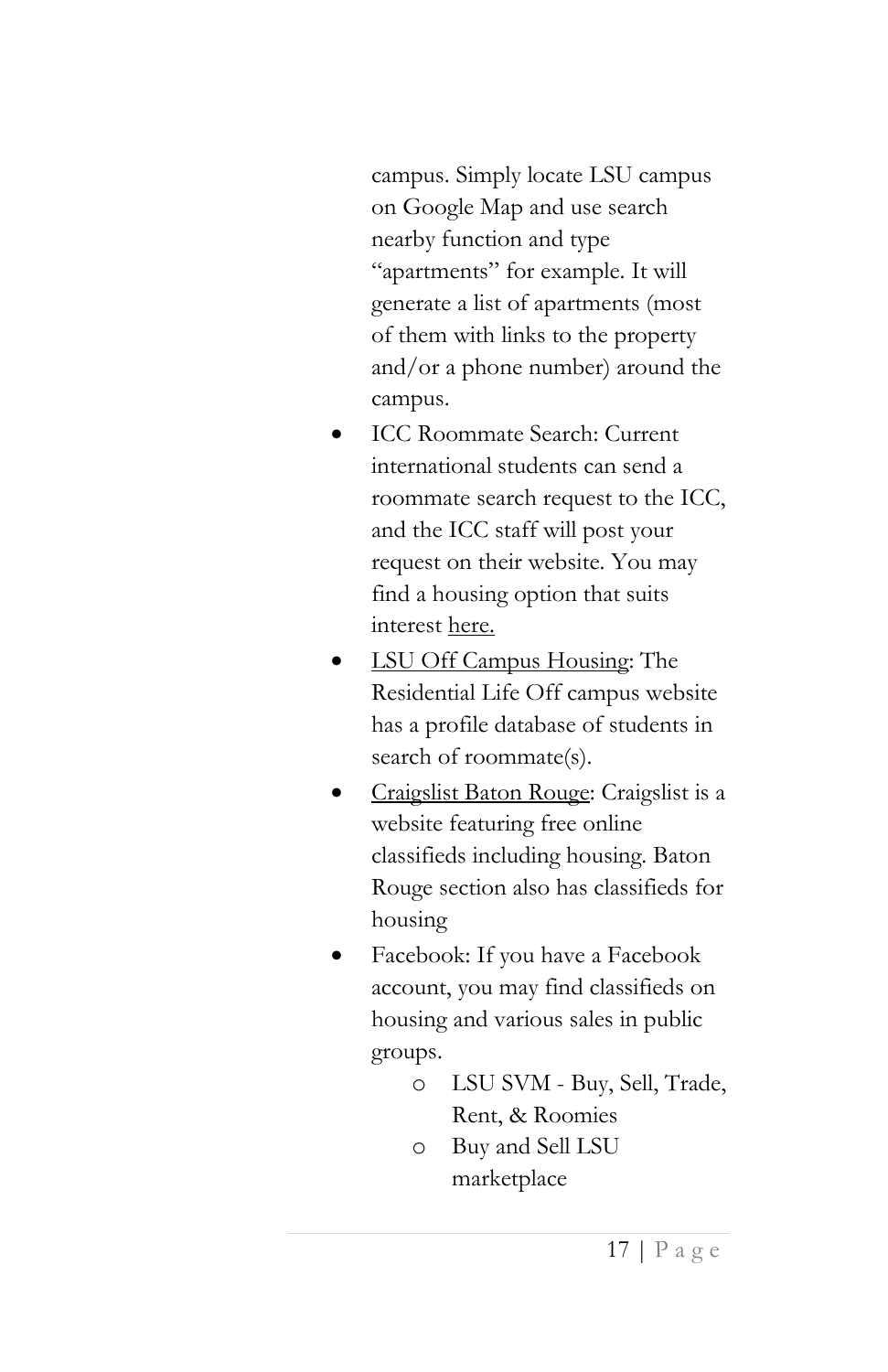campus. Simply locate LSU campus on Google Map and use search nearby function and type "apartments" for example. It will generate a list of apartments (most of them with links to the property and/or a phone number) around the campus.

- ICC Roommate Search: Current international students can send a roommate search request to the ICC, and the ICC staff will post your request on their website. You may find a housing option that suits interest here.
- LSU Off Campus Housing: The Residential Life Off campus website has a profile database of students in search of roommate(s).
- Craigslist Baton Rouge: Craigslist is a website featuring free online classifieds including housing. Baton Rouge section also has classifieds for housing
- Facebook: If you have a Facebook account, you may find classifieds on housing and various sales in public groups.
  - LSU SVM - Buy, Sell, Trade, Rent, & Roomies
  - Buy and Sell LSU marketplace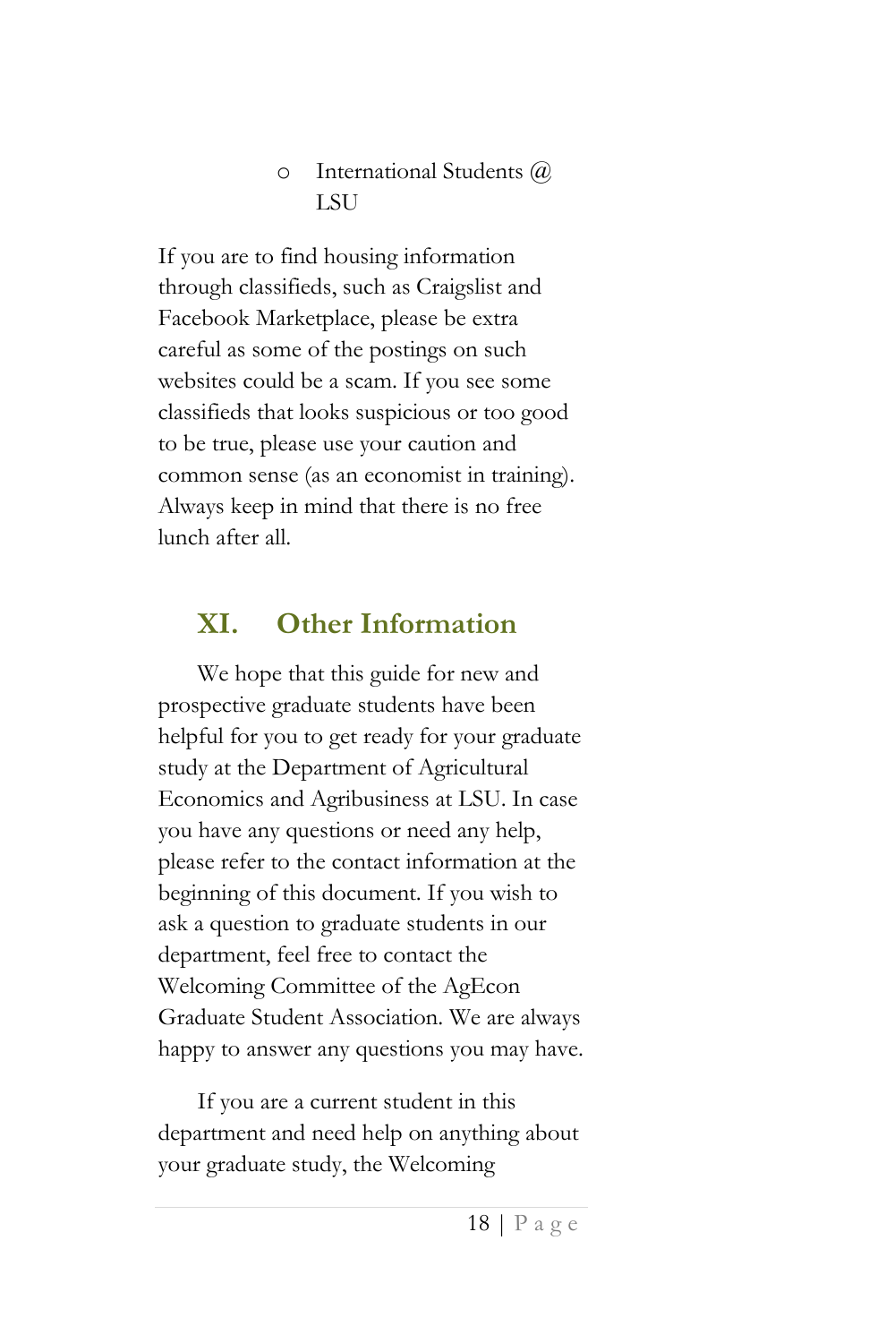- International Students @ LSU

If you are to find housing information through classifieds, such as Craigslist and Facebook Marketplace, please be extra careful as some of the postings on such websites could be a scam. If you see some classifieds that looks suspicious or too good to be true, please use your caution and common sense (as an economist in training). Always keep in mind that there is no free lunch after all.

## XI. Other Information

We hope that this guide for new and prospective graduate students have been helpful for you to get ready for your graduate study at the Department of Agricultural Economics and Agribusiness at LSU. In case you have any questions or need any help, please refer to the contact information at the beginning of this document. If you wish to ask a question to graduate students in our department, feel free to contact the Welcoming Committee of the AgEcon Graduate Student Association. We are always happy to answer any questions you may have.

If you are a current student in this department and need help on anything about your graduate study, the Welcoming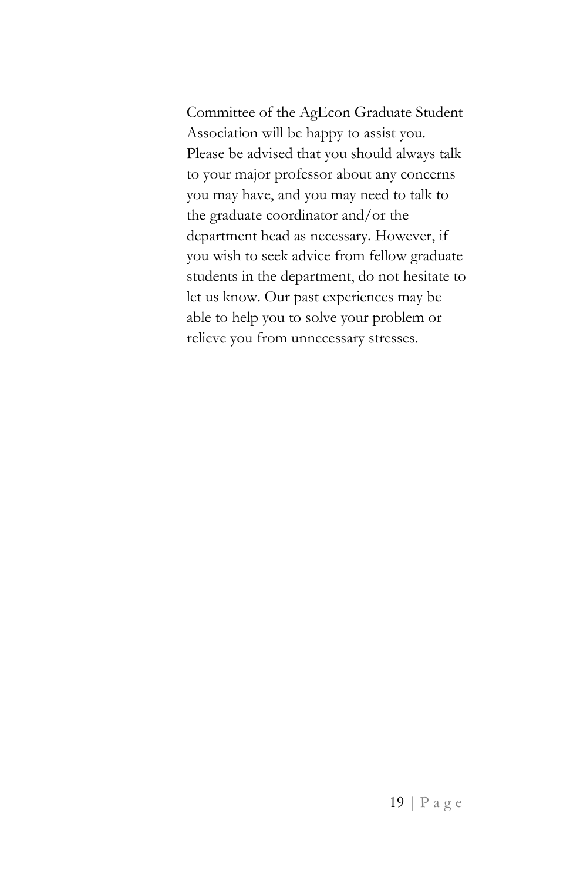Committee of the AgEcon Graduate Student Association will be happy to assist you. Please be advised that you should always talk to your major professor about any concerns you may have, and you may need to talk to the graduate coordinator and/or the department head as necessary. However, if you wish to seek advice from fellow graduate students in the department, do not hesitate to let us know. Our past experiences may be able to help you to solve your problem or relieve you from unnecessary stresses.